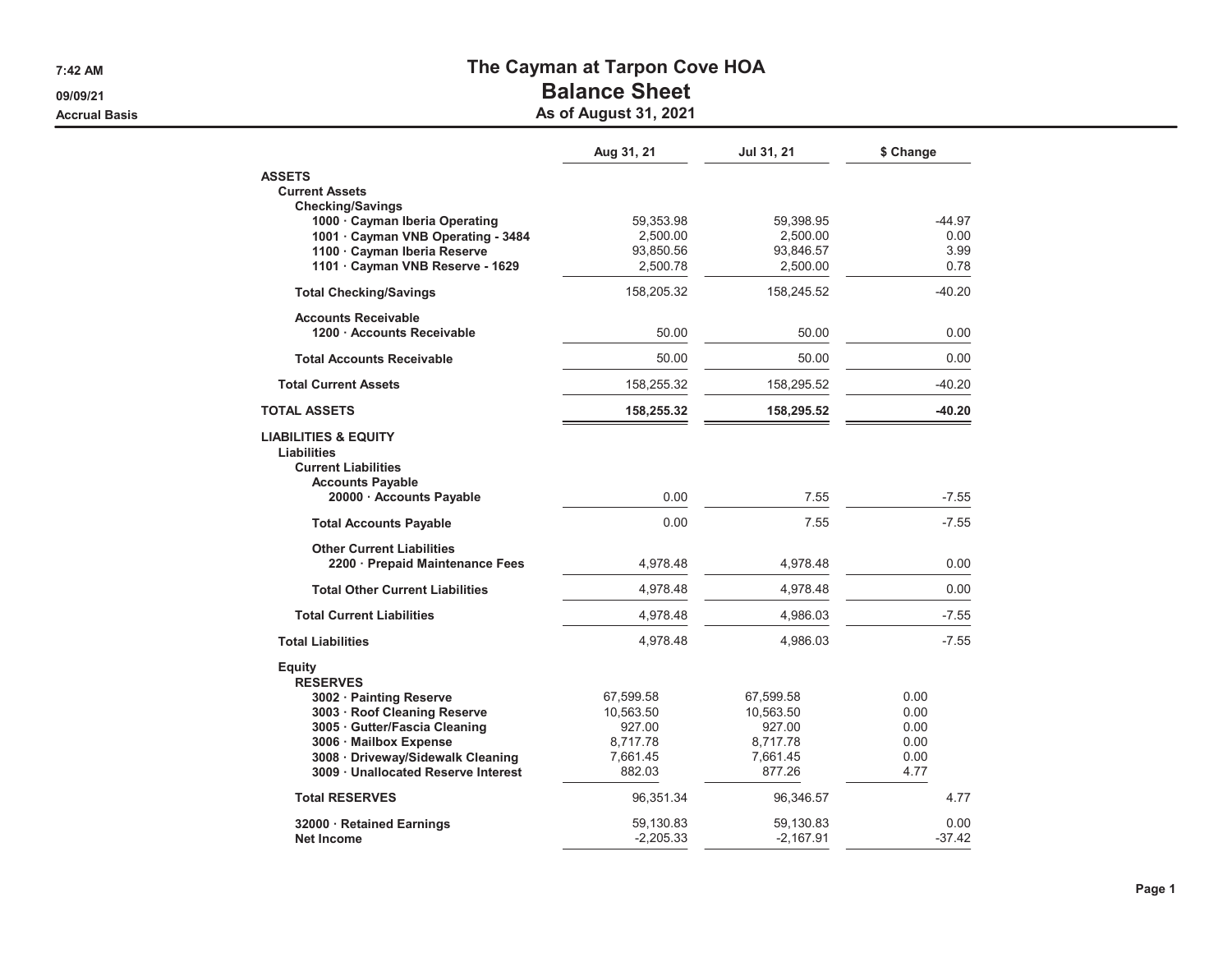7:42 AM
09/09/21
Accrual Basis

# The Cayman at Tarpon Cove HOA
## Balance Sheet
### As of August 31, 2021

| | Aug 31, 21 | Jul 31, 21 | $ Change |
|---|---|---|---|
| **ASSETS** | | | |
| **Current Assets** | | | |
| **Checking/Savings** | | | |
| **1000 · Cayman Iberia Operating** | 59,353.98 | 59,398.95 | -44.97 |
| **1001 · Cayman VNB Operating - 3484** | 2,500.00 | 2,500.00 | 0.00 |
| **1100 · Cayman Iberia Reserve** | 93,850.56 | 93,846.57 | 3.99 |
| **1101 · Cayman VNB Reserve - 1629** | 2,500.78 | 2,500.00 | 0.78 |
| **Total Checking/Savings** | 158,205.32 | 158,245.52 | -40.20 |
| **Accounts Receivable** | | | |
| **1200 · Accounts Receivable** | 50.00 | 50.00 | 0.00 |
| **Total Accounts Receivable** | 50.00 | 50.00 | 0.00 |
| **Total Current Assets** | 158,255.32 | 158,295.52 | -40.20 |
| **TOTAL ASSETS** | **158,255.32** | **158,295.52** | **-40.20** |
| **LIABILITIES & EQUITY** | | | |
| **Liabilities** | | | |
| **Current Liabilities** | | | |
| **Accounts Payable** | | | |
| **20000 · Accounts Payable** | 0.00 | 7.55 | -7.55 |
| **Total Accounts Payable** | 0.00 | 7.55 | -7.55 |
| **Other Current Liabilities** | | | |
| **2200 · Prepaid Maintenance Fees** | 4,978.48 | 4,978.48 | 0.00 |
| **Total Other Current Liabilities** | 4,978.48 | 4,978.48 | 0.00 |
| **Total Current Liabilities** | 4,978.48 | 4,986.03 | -7.55 |
| **Total Liabilities** | 4,978.48 | 4,986.03 | -7.55 |
| **Equity** | | | |
| **RESERVES** | | | |
| **3002 · Painting Reserve** | 67,599.58 | 67,599.58 | 0.00 |
| **3003 · Roof Cleaning Reserve** | 10,563.50 | 10,563.50 | 0.00 |
| **3005 · Gutter/Fascia Cleaning** | 927.00 | 927.00 | 0.00 |
| **3006 · Mailbox Expense** | 8,717.78 | 8,717.78 | 0.00 |
| **3008 · Driveway/Sidewalk Cleaning** | 7,661.45 | 7,661.45 | 0.00 |
| **3009 · Unallocated Reserve Interest** | 882.03 | 877.26 | 4.77 |
| **Total RESERVES** | 96,351.34 | 96,346.57 | 4.77 |
| **32000 · Retained Earnings** | 59,130.83 | 59,130.83 | 0.00 |
| **Net Income** | -2,205.33 | -2,167.91 | -37.42 |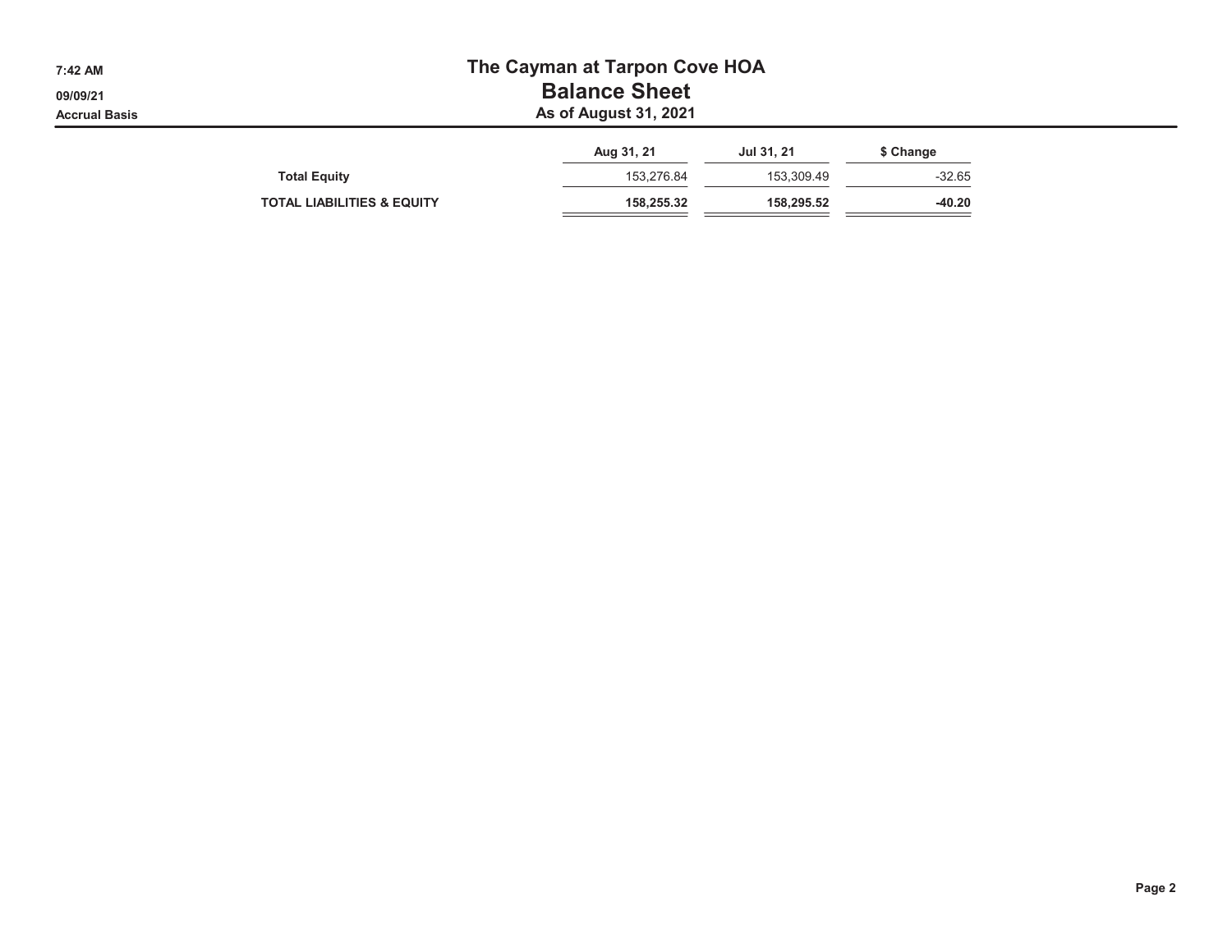| | Aug 31, 21 | Jul 31, 21 | $ Change |
|---|---|---|---|
| **Total Equity** | 153,276.84 | 153,309.49 | -32.65 |
| **TOTAL LIABILITIES & EQUITY** | **158,255.32** | **158,295.52** | **-40.20** |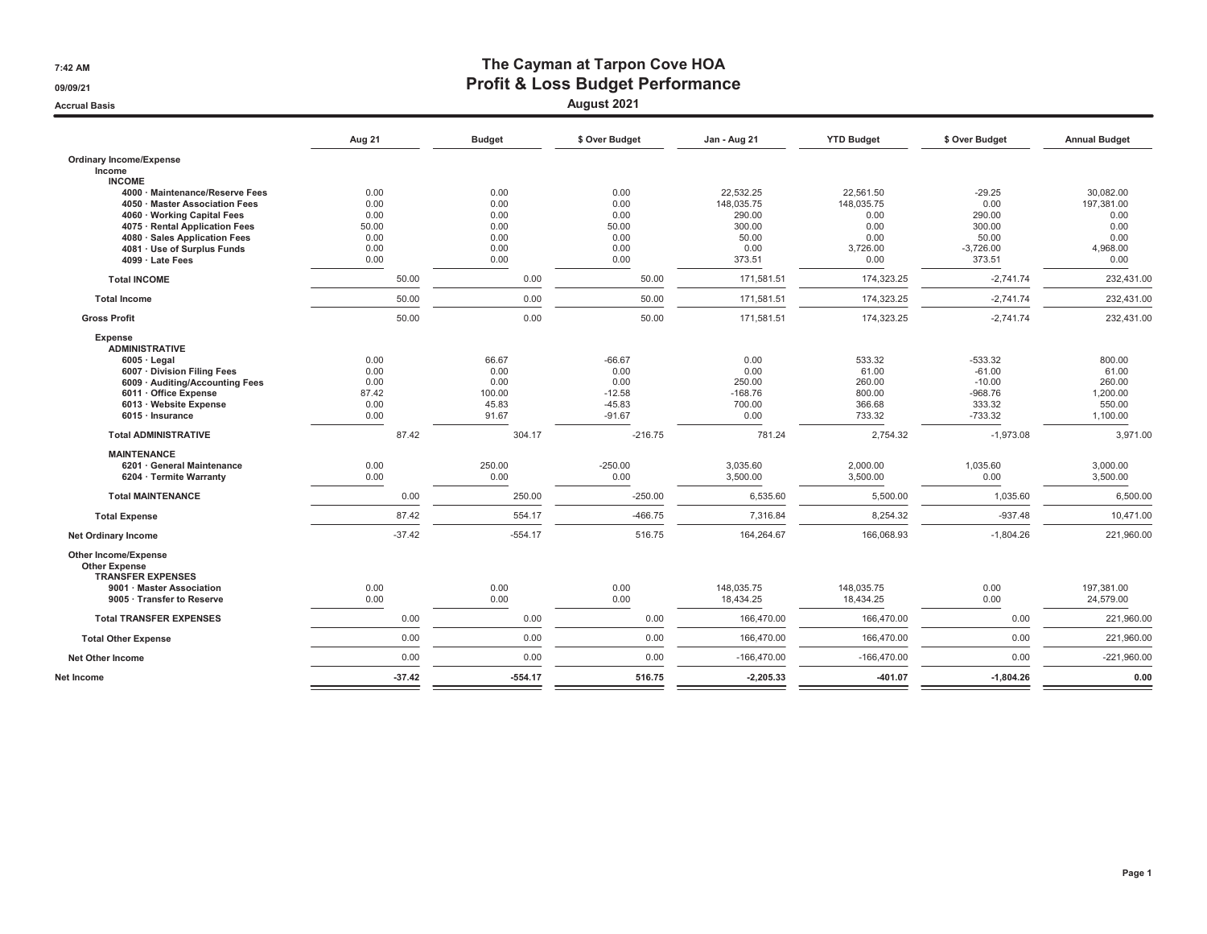7:42 AM

09/09/21

Accrual Basis

# The Cayman at Tarpon Cove HOA
## Profit & Loss Budget Performance
### August 2021

| | Aug 21 | Budget | $ Over Budget | Jan - Aug 21 | YTD Budget | $ Over Budget | Annual Budget |
|---|---|---|---|---|---|---|---|
| **Ordinary Income/Expense** | | | | | | | |
| **Income** | | | | | | | |
| **INCOME** | | | | | | | |
| **4000 · Maintenance/Reserve Fees** | 0.00 | 0.00 | 0.00 | 22,532.25 | 22,561.50 | -29.25 | 30,082.00 |
| **4050 · Master Association Fees** | 0.00 | 0.00 | 0.00 | 148,035.75 | 148,035.75 | 0.00 | 197,381.00 |
| **4060 · Working Capital Fees** | 0.00 | 0.00 | 0.00 | 290.00 | 0.00 | 290.00 | 0.00 |
| **4075 · Rental Application Fees** | 50.00 | 0.00 | 50.00 | 300.00 | 0.00 | 300.00 | 0.00 |
| **4080 · Sales Application Fees** | 0.00 | 0.00 | 0.00 | 50.00 | 0.00 | 50.00 | 0.00 |
| **4081 · Use of Surplus Funds** | 0.00 | 0.00 | 0.00 | 0.00 | 3,726.00 | -3,726.00 | 4,968.00 |
| **4099 · Late Fees** | 0.00 | 0.00 | 0.00 | 373.51 | 0.00 | 373.51 | 0.00 |
| **Total INCOME** | 50.00 | 0.00 | 50.00 | 171,581.51 | 174,323.25 | -2,741.74 | 232,431.00 |
| **Total Income** | 50.00 | 0.00 | 50.00 | 171,581.51 | 174,323.25 | -2,741.74 | 232,431.00 |
| **Gross Profit** | 50.00 | 0.00 | 50.00 | 171,581.51 | 174,323.25 | -2,741.74 | 232,431.00 |
| **Expense** | | | | | | | |
| **ADMINISTRATIVE** | | | | | | | |
| **6005 · Legal** | 0.00 | 66.67 | -66.67 | 0.00 | 533.32 | -533.32 | 800.00 |
| **6007 · Division Filing Fees** | 0.00 | 0.00 | 0.00 | 0.00 | 61.00 | -61.00 | 61.00 |
| **6009 · Auditing/Accounting Fees** | 0.00 | 0.00 | 0.00 | 250.00 | 260.00 | -10.00 | 260.00 |
| **6011 · Office Expense** | 87.42 | 100.00 | -12.58 | -168.76 | 800.00 | -968.76 | 1,200.00 |
| **6013 · Website Expense** | 0.00 | 45.83 | -45.83 | 700.00 | 366.68 | 333.32 | 550.00 |
| **6015 · Insurance** | 0.00 | 91.67 | -91.67 | 0.00 | 733.32 | -733.32 | 1,100.00 |
| **Total ADMINISTRATIVE** | 87.42 | 304.17 | -216.75 | 781.24 | 2,754.32 | -1,973.08 | 3,971.00 |
| **MAINTENANCE** | | | | | | | |
| **6201 · General Maintenance** | 0.00 | 250.00 | -250.00 | 3,035.60 | 2,000.00 | 1,035.60 | 3,000.00 |
| **6204 · Termite Warranty** | 0.00 | 0.00 | 0.00 | 3,500.00 | 3,500.00 | 0.00 | 3,500.00 |
| **Total MAINTENANCE** | 0.00 | 250.00 | -250.00 | 6,535.60 | 5,500.00 | 1,035.60 | 6,500.00 |
| **Total Expense** | 87.42 | 554.17 | -466.75 | 7,316.84 | 8,254.32 | -937.48 | 10,471.00 |
| **Net Ordinary Income** | -37.42 | -554.17 | 516.75 | 164,264.67 | 166,068.93 | -1,804.26 | 221,960.00 |
| **Other Income/Expense** | | | | | | | |
| **Other Expense** | | | | | | | |
| **TRANSFER EXPENSES** | | | | | | | |
| **9001 · Master Association** | 0.00 | 0.00 | 0.00 | 148,035.75 | 148,035.75 | 0.00 | 197,381.00 |
| **9005 · Transfer to Reserve** | 0.00 | 0.00 | 0.00 | 18,434.25 | 18,434.25 | 0.00 | 24,579.00 |
| **Total TRANSFER EXPENSES** | 0.00 | 0.00 | 0.00 | 166,470.00 | 166,470.00 | 0.00 | 221,960.00 |
| **Total Other Expense** | 0.00 | 0.00 | 0.00 | 166,470.00 | 166,470.00 | 0.00 | 221,960.00 |
| **Net Other Income** | 0.00 | 0.00 | 0.00 | -166,470.00 | -166,470.00 | 0.00 | -221,960.00 |
| **Net Income** | **-37.42** | **-554.17** | **516.75** | **-2,205.33** | **-401.07** | **-1,804.26** | **0.00** |